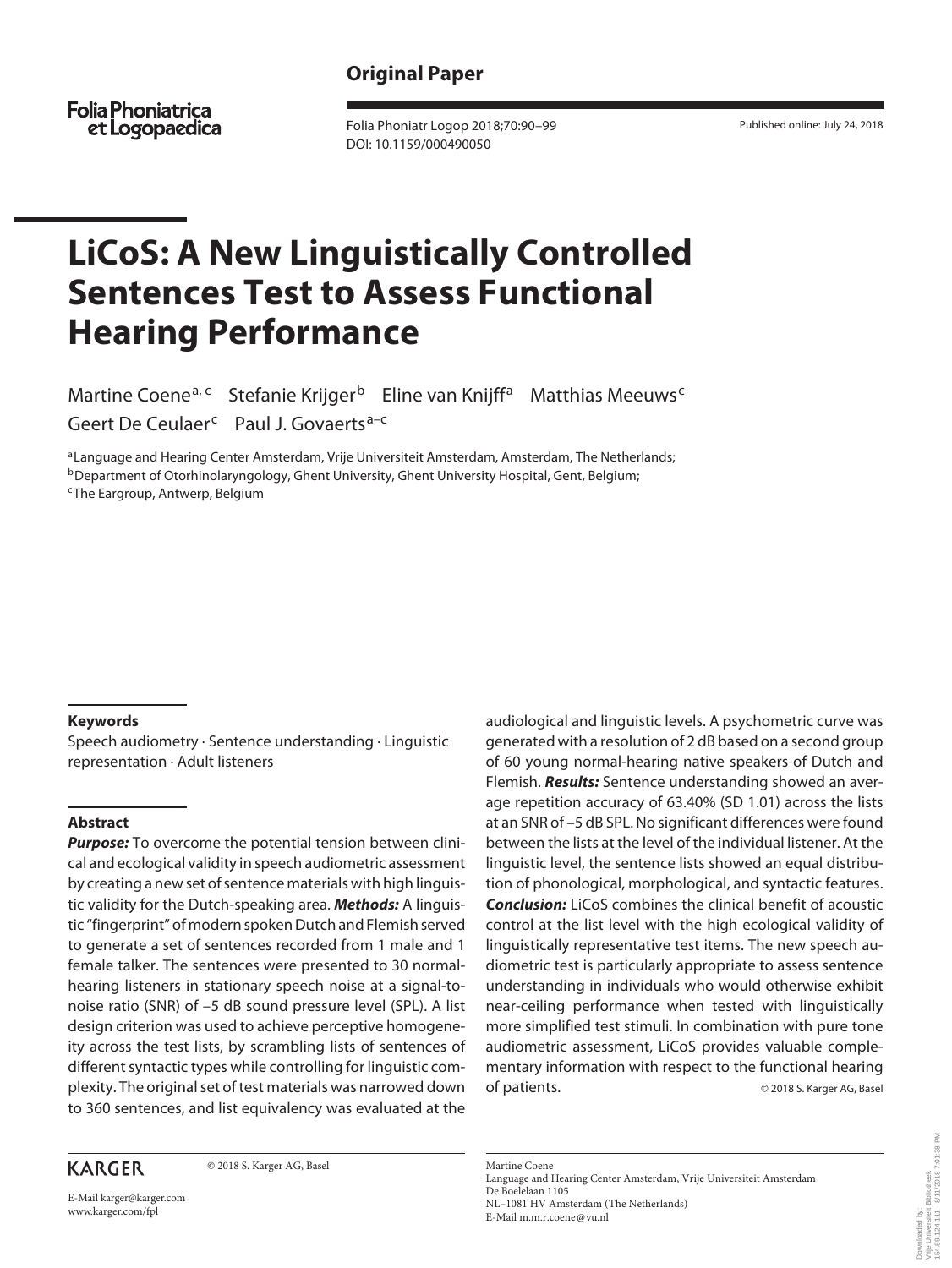Original Paper

# LiCoS: A New Linguistically Controlled Sentences Test to Assess Functional Hearing Performance

Martine Coene[a, c] Stefanie Krijger[b] Eline van Knijff[a] Matthias Meeuws[c] Geert De Ceulaer[c] Paul J. Govaerts[a–c]

[a]Language and Hearing Center Amsterdam, Vrije Universiteit Amsterdam, Amsterdam, The Netherlands; [b]Department of Otorhinolaryngology, Ghent University, Ghent University Hospital, Gent, Belgium; [c]The Eargroup, Antwerp, Belgium

### Keywords

Speech audiometry · Sentence understanding · Linguistic representation · Adult listeners

### Abstract

***Purpose:*** To overcome the potential tension between clinical and ecological validity in speech audiometric assessment by creating a new set of sentence materials with high linguistic validity for the Dutch-speaking area. ***Methods:*** A linguistic "fingerprint" of modern spoken Dutch and Flemish served to generate a set of sentences recorded from 1 male and 1 female talker. The sentences were presented to 30 normal-hearing listeners in stationary speech noise at a signal-to-noise ratio (SNR) of −5 dB sound pressure level (SPL). A list design criterion was used to achieve perceptive homogeneity across the test lists, by scrambling lists of sentences of different syntactic types while controlling for linguistic complexity. The original set of test materials was narrowed down to 360 sentences, and list equivalency was evaluated at the audiological and linguistic levels. A psychometric curve was generated with a resolution of 2 dB based on a second group of 60 young normal-hearing native speakers of Dutch and Flemish. ***Results:*** Sentence understanding showed an average repetition accuracy of 63.40% (SD 1.01) across the lists at an SNR of −5 dB SPL. No significant differences were found between the lists at the level of the individual listener. At the linguistic level, the sentence lists showed an equal distribution of phonological, morphological, and syntactic features. ***Conclusion:*** LiCoS combines the clinical benefit of acoustic control at the list level with the high ecological validity of linguistically representative test items. The new speech audiometric test is particularly appropriate to assess sentence understanding in individuals who would otherwise exhibit near-ceiling performance when tested with linguistically more simplified test stimuli. In combination with pure tone audiometric assessment, LiCoS provides valuable complementary information with respect to the functional hearing of patients. © 2018 S. Karger AG, Basel

Martine Coene
Language and Hearing Center Amsterdam, Vrije Universiteit Amsterdam
De Boelelaan 1105
NL–1081 HV Amsterdam (The Netherlands)
E-Mail m.m.r.coene@vu.nl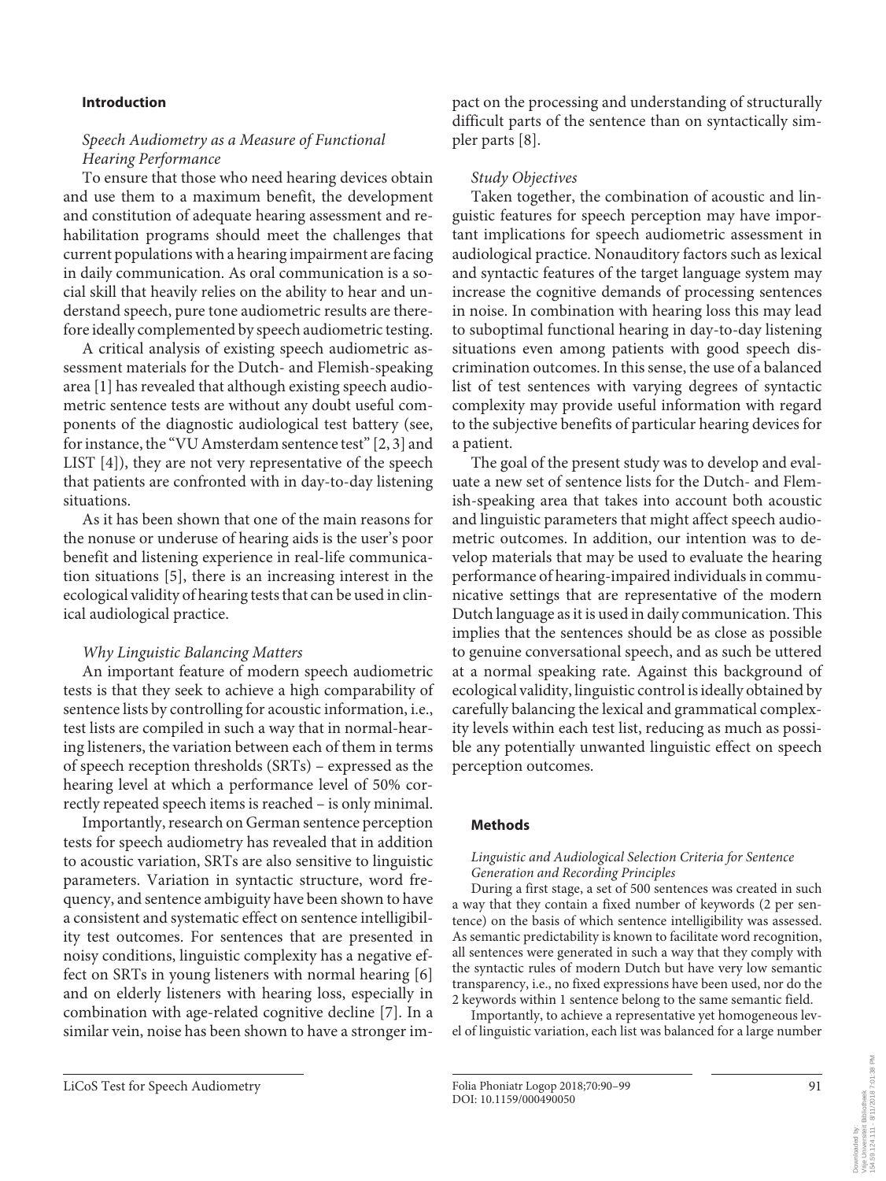## Introduction

### *Speech Audiometry as a Measure of Functional Hearing Performance*

To ensure that those who need hearing devices obtain and use them to a maximum benefit, the development and constitution of adequate hearing assessment and rehabilitation programs should meet the challenges that current populations with a hearing impairment are facing in daily communication. As oral communication is a social skill that heavily relies on the ability to hear and understand speech, pure tone audiometric results are therefore ideally complemented by speech audiometric testing.

A critical analysis of existing speech audiometric assessment materials for the Dutch- and Flemish-speaking area [1] has revealed that although existing speech audiometric sentence tests are without any doubt useful components of the diagnostic audiological test battery (see, for instance, the "VU Amsterdam sentence test" [2, 3] and LIST [4]), they are not very representative of the speech that patients are confronted with in day-to-day listening situations.

As it has been shown that one of the main reasons for the nonuse or underuse of hearing aids is the user's poor benefit and listening experience in real-life communication situations [5], there is an increasing interest in the ecological validity of hearing tests that can be used in clinical audiological practice.

### *Why Linguistic Balancing Matters*

An important feature of modern speech audiometric tests is that they seek to achieve a high comparability of sentence lists by controlling for acoustic information, i.e., test lists are compiled in such a way that in normal-hearing listeners, the variation between each of them in terms of speech reception thresholds (SRTs) – expressed as the hearing level at which a performance level of 50% correctly repeated speech items is reached – is only minimal.

Importantly, research on German sentence perception tests for speech audiometry has revealed that in addition to acoustic variation, SRTs are also sensitive to linguistic parameters. Variation in syntactic structure, word frequency, and sentence ambiguity have been shown to have a consistent and systematic effect on sentence intelligibility test outcomes. For sentences that are presented in noisy conditions, linguistic complexity has a negative effect on SRTs in young listeners with normal hearing [6] and on elderly listeners with hearing loss, especially in combination with age-related cognitive decline [7]. In a similar vein, noise has been shown to have a stronger impact on the processing and understanding of structurally difficult parts of the sentence than on syntactically simpler parts [8].

### *Study Objectives*

Taken together, the combination of acoustic and linguistic features for speech perception may have important implications for speech audiometric assessment in audiological practice. Nonauditory factors such as lexical and syntactic features of the target language system may increase the cognitive demands of processing sentences in noise. In combination with hearing loss this may lead to suboptimal functional hearing in day-to-day listening situations even among patients with good speech discrimination outcomes. In this sense, the use of a balanced list of test sentences with varying degrees of syntactic complexity may provide useful information with regard to the subjective benefits of particular hearing devices for a patient.

The goal of the present study was to develop and evaluate a new set of sentence lists for the Dutch- and Flemish-speaking area that takes into account both acoustic and linguistic parameters that might affect speech audiometric outcomes. In addition, our intention was to develop materials that may be used to evaluate the hearing performance of hearing-impaired individuals in communicative settings that are representative of the modern Dutch language as it is used in daily communication. This implies that the sentences should be as close as possible to genuine conversational speech, and as such be uttered at a normal speaking rate. Against this background of ecological validity, linguistic control is ideally obtained by carefully balancing the lexical and grammatical complexity levels within each test list, reducing as much as possible any potentially unwanted linguistic effect on speech perception outcomes.

## Methods

### *Linguistic and Audiological Selection Criteria for Sentence Generation and Recording Principles*

During a first stage, a set of 500 sentences was created in such a way that they contain a fixed number of keywords (2 per sentence) on the basis of which sentence intelligibility was assessed. As semantic predictability is known to facilitate word recognition, all sentences were generated in such a way that they comply with the syntactic rules of modern Dutch but have very low semantic transparency, i.e., no fixed expressions have been used, nor do the 2 keywords within 1 sentence belong to the same semantic field.

Importantly, to achieve a representative yet homogeneous level of linguistic variation, each list was balanced for a large number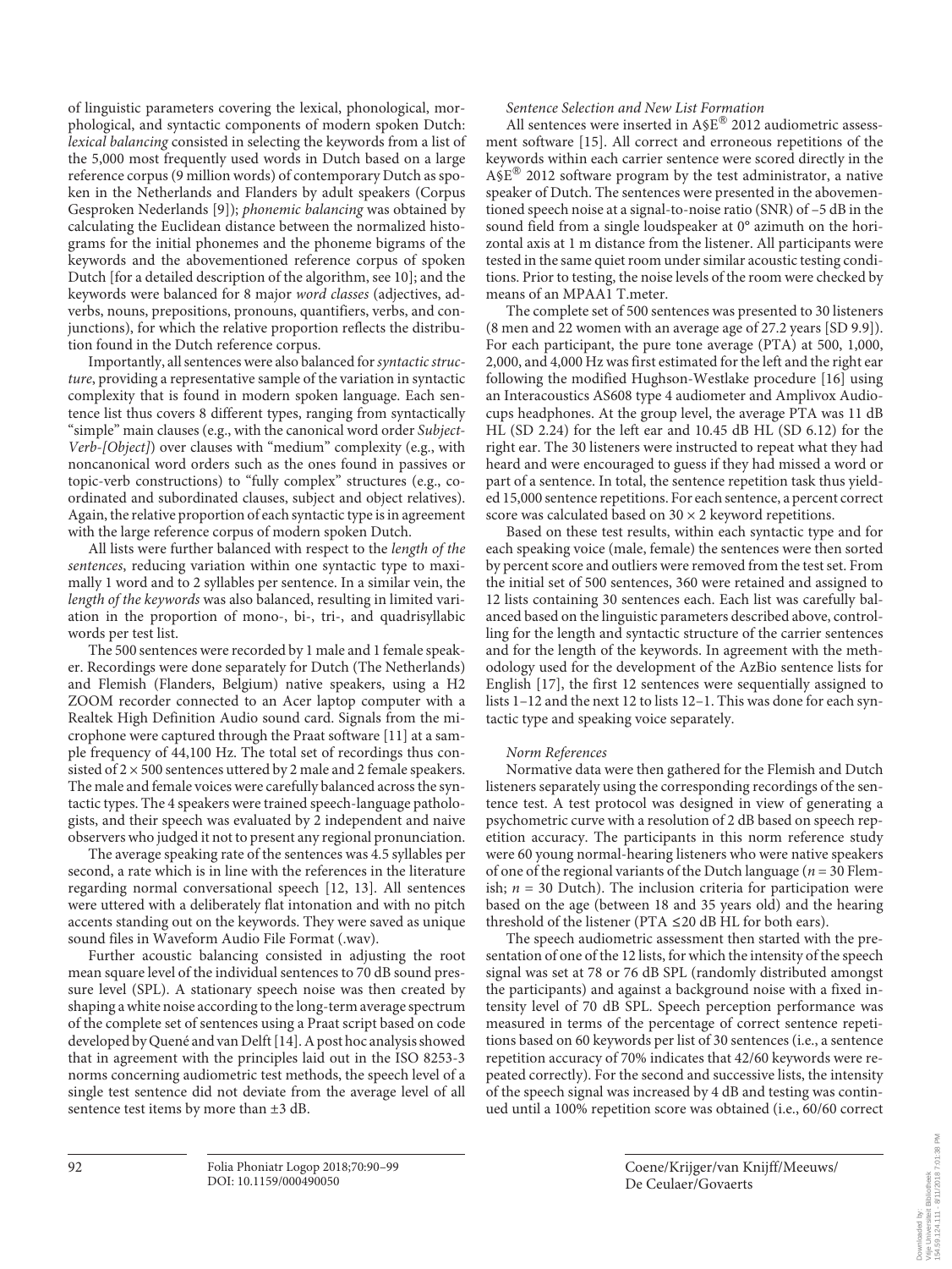of linguistic parameters covering the lexical, phonological, morphological, and syntactic components of modern spoken Dutch: *lexical balancing* consisted in selecting the keywords from a list of the 5,000 most frequently used words in Dutch based on a large reference corpus (9 million words) of contemporary Dutch as spoken in the Netherlands and Flanders by adult speakers (Corpus Gesproken Nederlands [9]); *phonemic balancing* was obtained by calculating the Euclidean distance between the normalized histograms for the initial phonemes and the phoneme bigrams of the keywords and the abovementioned reference corpus of spoken Dutch [for a detailed description of the algorithm, see 10]; and the keywords were balanced for 8 major *word classes* (adjectives, adverbs, nouns, prepositions, pronouns, quantifiers, verbs, and conjunctions), for which the relative proportion reflects the distribution found in the Dutch reference corpus.

Importantly, all sentences were also balanced for *syntactic structure*, providing a representative sample of the variation in syntactic complexity that is found in modern spoken language. Each sentence list thus covers 8 different types, ranging from syntactically "simple" main clauses (e.g., with the canonical word order *Subject-Verb-[Object]*) over clauses with "medium" complexity (e.g., with noncanonical word orders such as the ones found in passives or topic-verb constructions) to "fully complex" structures (e.g., coordinated and subordinated clauses, subject and object relatives). Again, the relative proportion of each syntactic type is in agreement with the large reference corpus of modern spoken Dutch.

All lists were further balanced with respect to the *length of the sentences*, reducing variation within one syntactic type to maximally 1 word and to 2 syllables per sentence. In a similar vein, the *length of the keywords* was also balanced, resulting in limited variation in the proportion of mono-, bi-, tri-, and quadrisyllabic words per test list.

The 500 sentences were recorded by 1 male and 1 female speaker. Recordings were done separately for Dutch (The Netherlands) and Flemish (Flanders, Belgium) native speakers, using a H2 ZOOM recorder connected to an Acer laptop computer with a Realtek High Definition Audio sound card. Signals from the microphone were captured through the Praat software [11] at a sample frequency of 44,100 Hz. The total set of recordings thus consisted of 2 × 500 sentences uttered by 2 male and 2 female speakers. The male and female voices were carefully balanced across the syntactic types. The 4 speakers were trained speech-language pathologists, and their speech was evaluated by 2 independent and naive observers who judged it not to present any regional pronunciation.

The average speaking rate of the sentences was 4.5 syllables per second, a rate which is in line with the references in the literature regarding normal conversational speech [12, 13]. All sentences were uttered with a deliberately flat intonation and with no pitch accents standing out on the keywords. They were saved as unique sound files in Waveform Audio File Format (.wav).

Further acoustic balancing consisted in adjusting the root mean square level of the individual sentences to 70 dB sound pressure level (SPL). A stationary speech noise was then created by shaping a white noise according to the long-term average spectrum of the complete set of sentences using a Praat script based on code developed by Quené and van Delft [14]. A post hoc analysis showed that in agreement with the principles laid out in the ISO 8253-3 norms concerning audiometric test methods, the speech level of a single test sentence did not deviate from the average level of all sentence test items by more than ±3 dB.

*Sentence Selection and New List Formation*

All sentences were inserted in A§E® 2012 audiometric assessment software [15]. All correct and erroneous repetitions of the keywords within each carrier sentence were scored directly in the A§E® 2012 software program by the test administrator, a native speaker of Dutch. The sentences were presented in the abovementioned speech noise at a signal-to-noise ratio (SNR) of –5 dB in the sound field from a single loudspeaker at 0° azimuth on the horizontal axis at 1 m distance from the listener. All participants were tested in the same quiet room under similar acoustic testing conditions. Prior to testing, the noise levels of the room were checked by means of an MPAA1 T.meter.

The complete set of 500 sentences was presented to 30 listeners (8 men and 22 women with an average age of 27.2 years [SD 9.9]). For each participant, the pure tone average (PTA) at 500, 1,000, 2,000, and 4,000 Hz was first estimated for the left and the right ear following the modified Hughson-Westlake procedure [16] using an Interacoustics AS608 type 4 audiometer and Amplivox Audiocups headphones. At the group level, the average PTA was 11 dB HL (SD 2.24) for the left ear and 10.45 dB HL (SD 6.12) for the right ear. The 30 listeners were instructed to repeat what they had heard and were encouraged to guess if they had missed a word or part of a sentence. In total, the sentence repetition task thus yielded 15,000 sentence repetitions. For each sentence, a percent correct score was calculated based on 30 × 2 keyword repetitions.

Based on these test results, within each syntactic type and for each speaking voice (male, female) the sentences were then sorted by percent score and outliers were removed from the test set. From the initial set of 500 sentences, 360 were retained and assigned to 12 lists containing 30 sentences each. Each list was carefully balanced based on the linguistic parameters described above, controlling for the length and syntactic structure of the carrier sentences and for the length of the keywords. In agreement with the methodology used for the development of the AzBio sentence lists for English [17], the first 12 sentences were sequentially assigned to lists 1–12 and the next 12 to lists 12–1. This was done for each syntactic type and speaking voice separately.

*Norm References*

Normative data were then gathered for the Flemish and Dutch listeners separately using the corresponding recordings of the sentence test. A test protocol was designed in view of generating a psychometric curve with a resolution of 2 dB based on speech repetition accuracy. The participants in this norm reference study were 60 young normal-hearing listeners who were native speakers of one of the regional variants of the Dutch language ($n$ = 30 Flemish; $n$ = 30 Dutch). The inclusion criteria for participation were based on the age (between 18 and 35 years old) and the hearing threshold of the listener (PTA ≤20 dB HL for both ears).

The speech audiometric assessment then started with the presentation of one of the 12 lists, for which the intensity of the speech signal was set at 78 or 76 dB SPL (randomly distributed amongst the participants) and against a background noise with a fixed intensity level of 70 dB SPL. Speech perception performance was measured in terms of the percentage of correct sentence repetitions based on 60 keywords per list of 30 sentences (i.e., a sentence repetition accuracy of 70% indicates that 42/60 keywords were repeated correctly). For the second and successive lists, the intensity of the speech signal was increased by 4 dB and testing was continued until a 100% repetition score was obtained (i.e., 60/60 correct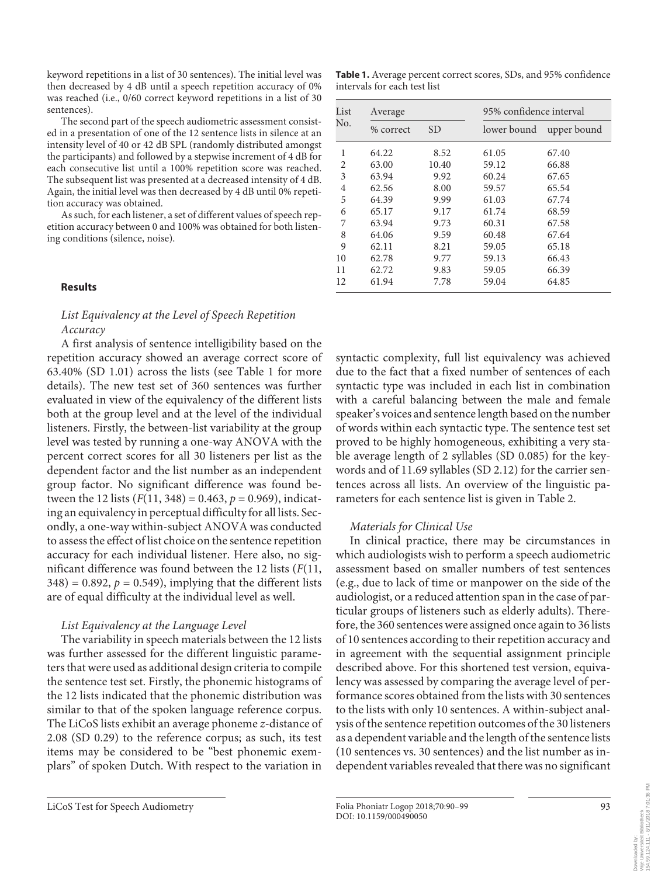keyword repetitions in a list of 30 sentences). The initial level was then decreased by 4 dB until a speech repetition accuracy of 0% was reached (i.e., 0/60 correct keyword repetitions in a list of 30 sentences).

The second part of the speech audiometric assessment consisted in a presentation of one of the 12 sentence lists in silence at an intensity level of 40 or 42 dB SPL (randomly distributed amongst the participants) and followed by a stepwise increment of 4 dB for each consecutive list until a 100% repetition score was reached. The subsequent list was presented at a decreased intensity of 4 dB. Again, the initial level was then decreased by 4 dB until 0% repetition accuracy was obtained.

As such, for each listener, a set of different values of speech repetition accuracy between 0 and 100% was obtained for both listening conditions (silence, noise).

## Results

### *List Equivalency at the Level of Speech Repetition Accuracy*

A first analysis of sentence intelligibility based on the repetition accuracy showed an average correct score of 63.40% (SD 1.01) across the lists (see Table 1 for more details). The new test set of 360 sentences was further evaluated in view of the equivalency of the different lists both at the group level and at the level of the individual listeners. Firstly, the between-list variability at the group level was tested by running a one-way ANOVA with the percent correct scores for all 30 listeners per list as the dependent factor and the list number as an independent group factor. No significant difference was found between the 12 lists ($F(11, 348) = 0.463$, $p = 0.969$), indicating an equivalency in perceptual difficulty for all lists. Secondly, a one-way within-subject ANOVA was conducted to assess the effect of list choice on the sentence repetition accuracy for each individual listener. Here also, no significant difference was found between the 12 lists ($F(11, 348) = 0.892$, $p = 0.549$), implying that the different lists are of equal difficulty at the individual level as well.

### *List Equivalency at the Language Level*

The variability in speech materials between the 12 lists was further assessed for the different linguistic parameters that were used as additional design criteria to compile the sentence test set. Firstly, the phonemic histograms of the 12 lists indicated that the phonemic distribution was similar to that of the spoken language reference corpus. The LiCoS lists exhibit an average phoneme $z$-distance of 2.08 (SD 0.29) to the reference corpus; as such, its test items may be considered to be "best phonemic exemplars" of spoken Dutch. With respect to the variation in syntactic complexity, full list equivalency was achieved due to the fact that a fixed number of sentences of each syntactic type was included in each list in combination with a careful balancing between the male and female speaker's voices and sentence length based on the number of words within each syntactic type. The sentence test set proved to be highly homogeneous, exhibiting a very stable average length of 2 syllables (SD 0.085) for the keywords and of 11.69 syllables (SD 2.12) for the carrier sentences across all lists. An overview of the linguistic parameters for each sentence list is given in Table 2.

**Table 1.** Average percent correct scores, SDs, and 95% confidence intervals for each test list

| List No. | Average | | 95% confidence interval | |
|---|---|---|---|---|
| | % correct | SD | lower bound | upper bound |
| 1 | 64.22 | 8.52 | 61.05 | 67.40 |
| 2 | 63.00 | 10.40 | 59.12 | 66.88 |
| 3 | 63.94 | 9.92 | 60.24 | 67.65 |
| 4 | 62.56 | 8.00 | 59.57 | 65.54 |
| 5 | 64.39 | 9.99 | 61.03 | 67.74 |
| 6 | 65.17 | 9.17 | 61.74 | 68.59 |
| 7 | 63.94 | 9.73 | 60.31 | 67.58 |
| 8 | 64.06 | 9.59 | 60.48 | 67.64 |
| 9 | 62.11 | 8.21 | 59.05 | 65.18 |
| 10 | 62.78 | 9.77 | 59.13 | 66.43 |
| 11 | 62.72 | 9.83 | 59.05 | 66.39 |
| 12 | 61.94 | 7.78 | 59.04 | 64.85 |

### *Materials for Clinical Use*

In clinical practice, there may be circumstances in which audiologists wish to perform a speech audiometric assessment based on smaller numbers of test sentences (e.g., due to lack of time or manpower on the side of the audiologist, or a reduced attention span in the case of particular groups of listeners such as elderly adults). Therefore, the 360 sentences were assigned once again to 36 lists of 10 sentences according to their repetition accuracy and in agreement with the sequential assignment principle described above. For this shortened test version, equivalency was assessed by comparing the average level of performance scores obtained from the lists with 30 sentences to the lists with only 10 sentences. A within-subject analysis of the sentence repetition outcomes of the 30 listeners as a dependent variable and the length of the sentence lists (10 sentences vs. 30 sentences) and the list number as independent variables revealed that there was no significant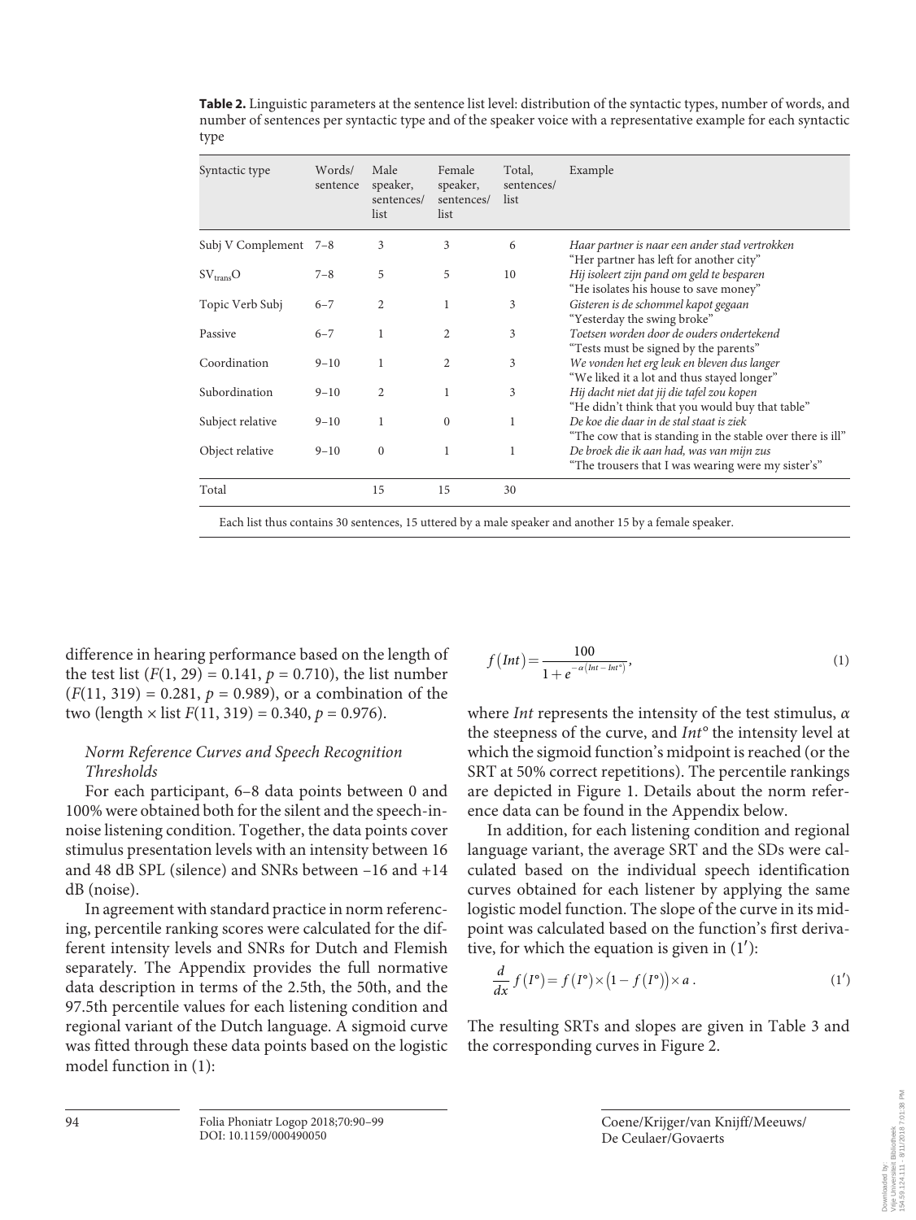**Table 2.** Linguistic parameters at the sentence list level: distribution of the syntactic types, number of words, and number of sentences per syntactic type and of the speaker voice with a representative example for each syntactic type

| Syntactic type | Words/ sentence | Male speaker, sentences/ list | Female speaker, sentences/ list | Total, sentences/ list | Example |
|---|---|---|---|---|---|
| Subj V Complement | 7–8 | 3 | 3 | 6 | *Haar partner is naar een ander stad vertrokken* "Her partner has left for another city" |
| $SV_{trans}O$ | 7–8 | 5 | 5 | 10 | *Hij isoleert zijn pand om geld te besparen* "He isolates his house to save money" |
| Topic Verb Subj | 6–7 | 2 | 1 | 3 | *Gisteren is de schommel kapot gegaan* "Yesterday the swing broke" |
| Passive | 6–7 | 1 | 2 | 3 | *Toetsen worden door de ouders ondertekend* "Tests must be signed by the parents" |
| Coordination | 9–10 | 1 | 2 | 3 | *We vonden het erg leuk en bleven dus langer* "We liked it a lot and thus stayed longer" |
| Subordination | 9–10 | 2 | 1 | 3 | *Hij dacht niet dat jij die tafel zou kopen* "He didn't think that you would buy that table" |
| Subject relative | 9–10 | 1 | 0 | 1 | *De koe die daar in de stal staat is ziek* "The cow that is standing in the stable over there is ill" |
| Object relative | 9–10 | 0 | 1 | 1 | *De broek die ik aan had, was van mijn zus* "The trousers that I was wearing were my sister's" |
| Total | | 15 | 15 | 30 | |

Each list thus contains 30 sentences, 15 uttered by a male speaker and another 15 by a female speaker.

difference in hearing performance based on the length of the test list ($F(1, 29) = 0.141$, $p = 0.710$), the list number ($F(11, 319) = 0.281$, $p = 0.989$), or a combination of the two (length × list $F(11, 319) = 0.340$, $p = 0.976$).

### *Norm Reference Curves and Speech Recognition Thresholds*

For each participant, 6–8 data points between 0 and 100% were obtained both for the silent and the speech-in-noise listening condition. Together, the data points cover stimulus presentation levels with an intensity between 16 and 48 dB SPL (silence) and SNRs between –16 and +14 dB (noise).

In agreement with standard practice in norm referencing, percentile ranking scores were calculated for the different intensity levels and SNRs for Dutch and Flemish separately. The Appendix provides the full normative data description in terms of the 2.5th, the 50th, and the 97.5th percentile values for each listening condition and regional variant of the Dutch language. A sigmoid curve was fitted through these data points based on the logistic model function in (1):

$$f(Int) = \frac{100}{1 + e^{-\alpha(Int - Int^{\circ})}}, \tag{1}$$

where *Int* represents the intensity of the test stimulus, $\alpha$ the steepness of the curve, and $Int^{\circ}$ the intensity level at which the sigmoid function's midpoint is reached (or the SRT at 50% correct repetitions). The percentile rankings are depicted in Figure 1. Details about the norm reference data can be found in the Appendix below.

In addition, for each listening condition and regional language variant, the average SRT and the SDs were calculated based on the individual speech identification curves obtained for each listener by applying the same logistic model function. The slope of the curve in its midpoint was calculated based on the function's first derivative, for which the equation is given in (1′):

$$\frac{d}{dx} f(I^{\circ}) = f(I^{\circ}) \times \left(1 - f(I^{\circ})\right) \times a\,. \tag{1'}$$

The resulting SRTs and slopes are given in Table 3 and the corresponding curves in Figure 2.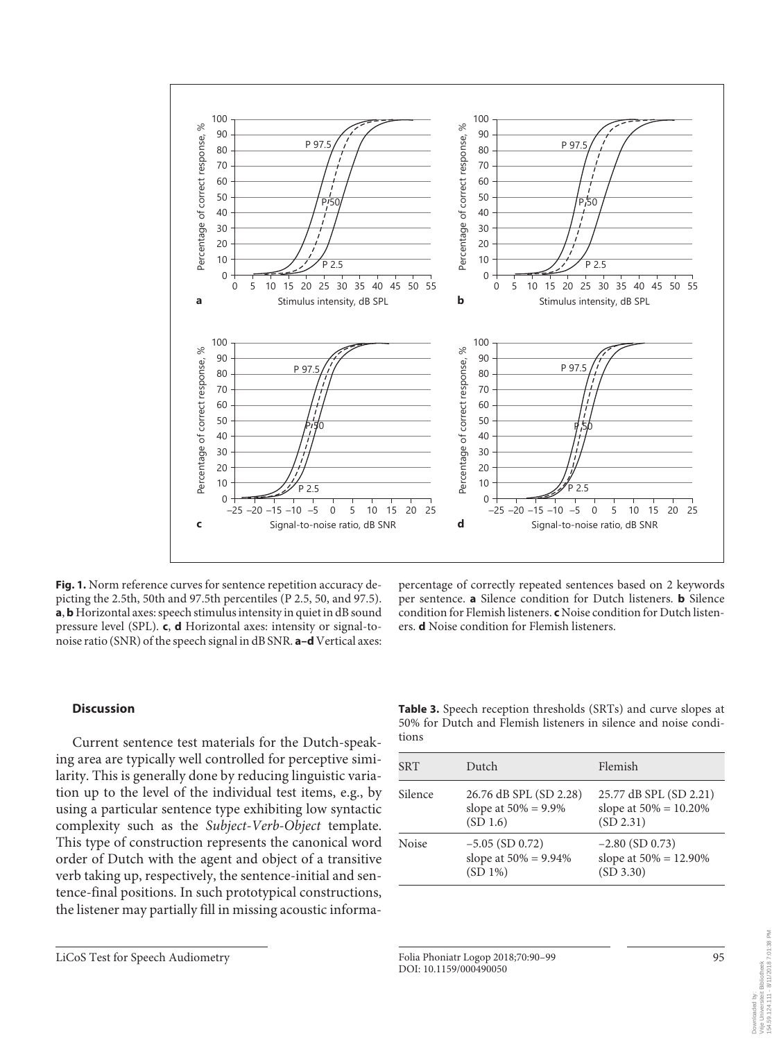**Fig. 1.** Norm reference curves for sentence repetition accuracy depicting the 2.5th, 50th and 97.5th percentiles (P 2.5, 50, and 97.5). **a**, **b** Horizontal axes: speech stimulus intensity in quiet in dB sound pressure level (SPL). **c**, **d** Horizontal axes: intensity or signal-to-noise ratio (SNR) of the speech signal in dB SNR. **a–d** Vertical axes: percentage of correctly repeated sentences based on 2 keywords per sentence. **a** Silence condition for Dutch listeners. **b** Silence condition for Flemish listeners. **c** Noise condition for Dutch listeners. **d** Noise condition for Flemish listeners.

## Discussion

Current sentence test materials for the Dutch-speaking area are typically well controlled for perceptive similarity. This is generally done by reducing linguistic variation up to the level of the individual test items, e.g., by using a particular sentence type exhibiting low syntactic complexity such as the *Subject-Verb-Object* template. This type of construction represents the canonical word order of Dutch with the agent and object of a transitive verb taking up, respectively, the sentence-initial and sentence-final positions. In such prototypical constructions, the listener may partially fill in missing acoustic informa-

**Table 3.** Speech reception thresholds (SRTs) and curve slopes at 50% for Dutch and Flemish listeners in silence and noise conditions

| SRT | Dutch | Flemish |
|---|---|---|
| Silence | 26.76 dB SPL (SD 2.28) slope at 50% = 9.9% (SD 1.6) | 25.77 dB SPL (SD 2.21) slope at 50% = 10.20% (SD 2.31) |
| Noise | −5.05 (SD 0.72) slope at 50% = 9.94% (SD 1%) | −2.80 (SD 0.73) slope at 50% = 12.90% (SD 3.30) |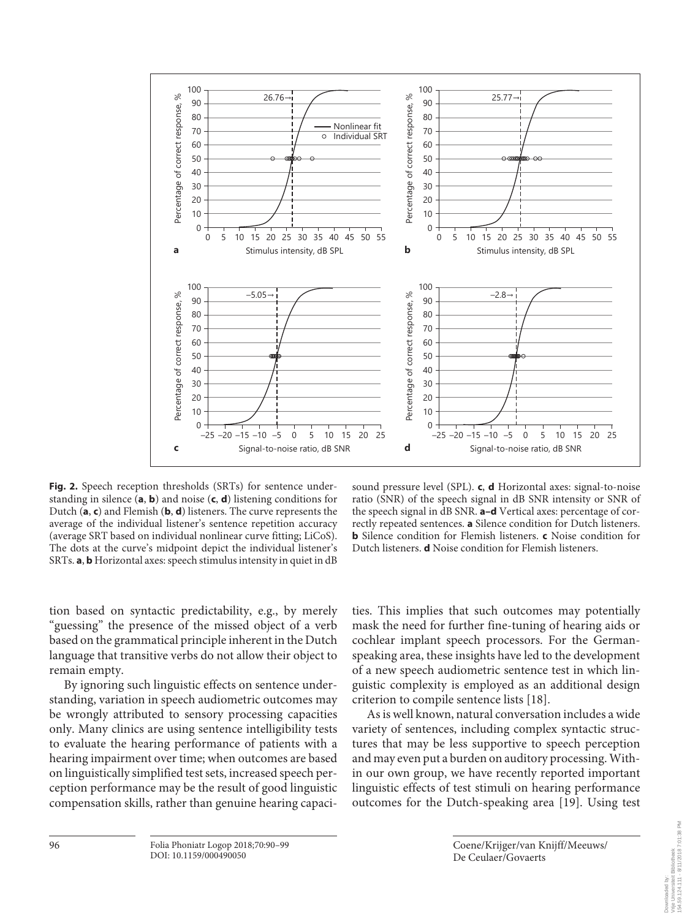a

100
90
80
70
60
50
40
30
20
10
0

Percentage of correct response, %

26.76→

Nonlinear fit
Individual SRT

0 5 10 15 20 25 30 35 40 45 50 55

Stimulus intensity, dB SPL

b

100
90
80
70
60
50
40
30
20
10
0

Percentage of correct response, %

25.77→

0 5 10 15 20 25 30 35 40 45 50 55

Stimulus intensity, dB SPL

c

100
90
80
70
60
50
40
30
20
10
0

Percentage of correct response, %

–5.05→

–25 –20 –15 –10 –5 0 5 10 15 20 25

Signal-to-noise ratio, dB SNR

d

100
90
80
70
60
50
40
30
20
10
0

Percentage of correct response, %

–2.8→

–25 –20 –15 –10 –5 0 5 10 15 20 25

Signal-to-noise ratio, dB SNR

**Fig. 2.** Speech reception thresholds (SRTs) for sentence understanding in silence (**a**, **b**) and noise (**c**, **d**) listening conditions for Dutch (**a**, **c**) and Flemish (**b**, **d**) listeners. The curve represents the average of the individual listener's sentence repetition accuracy (average SRT based on individual nonlinear curve fitting; LiCoS). The dots at the curve's midpoint depict the individual listener's SRTs. **a**, **b** Horizontal axes: speech stimulus intensity in quiet in dB sound pressure level (SPL). **c**, **d** Horizontal axes: signal-to-noise ratio (SNR) of the speech signal in dB SNR intensity or SNR of the speech signal in dB SNR. **a–d** Vertical axes: percentage of correctly repeated sentences. **a** Silence condition for Dutch listeners. **b** Silence condition for Flemish listeners. **c** Noise condition for Dutch listeners. **d** Noise condition for Flemish listeners.

tion based on syntactic predictability, e.g., by merely "guessing" the presence of the missed object of a verb based on the grammatical principle inherent in the Dutch language that transitive verbs do not allow their object to remain empty.

By ignoring such linguistic effects on sentence understanding, variation in speech audiometric outcomes may be wrongly attributed to sensory processing capacities only. Many clinics are using sentence intelligibility tests to evaluate the hearing performance of patients with a hearing impairment over time; when outcomes are based on linguistically simplified test sets, increased speech perception performance may be the result of good linguistic compensation skills, rather than genuine hearing capacities. This implies that such outcomes may potentially mask the need for further fine-tuning of hearing aids or cochlear implant speech processors. For the German-speaking area, these insights have led to the development of a new speech audiometric sentence test in which linguistic complexity is employed as an additional design criterion to compile sentence lists [18].

As is well known, natural conversation includes a wide variety of sentences, including complex syntactic structures that may be less supportive to speech perception and may even put a burden on auditory processing. Within our own group, we have recently reported important linguistic effects of test stimuli on hearing performance outcomes for the Dutch-speaking area [19]. Using test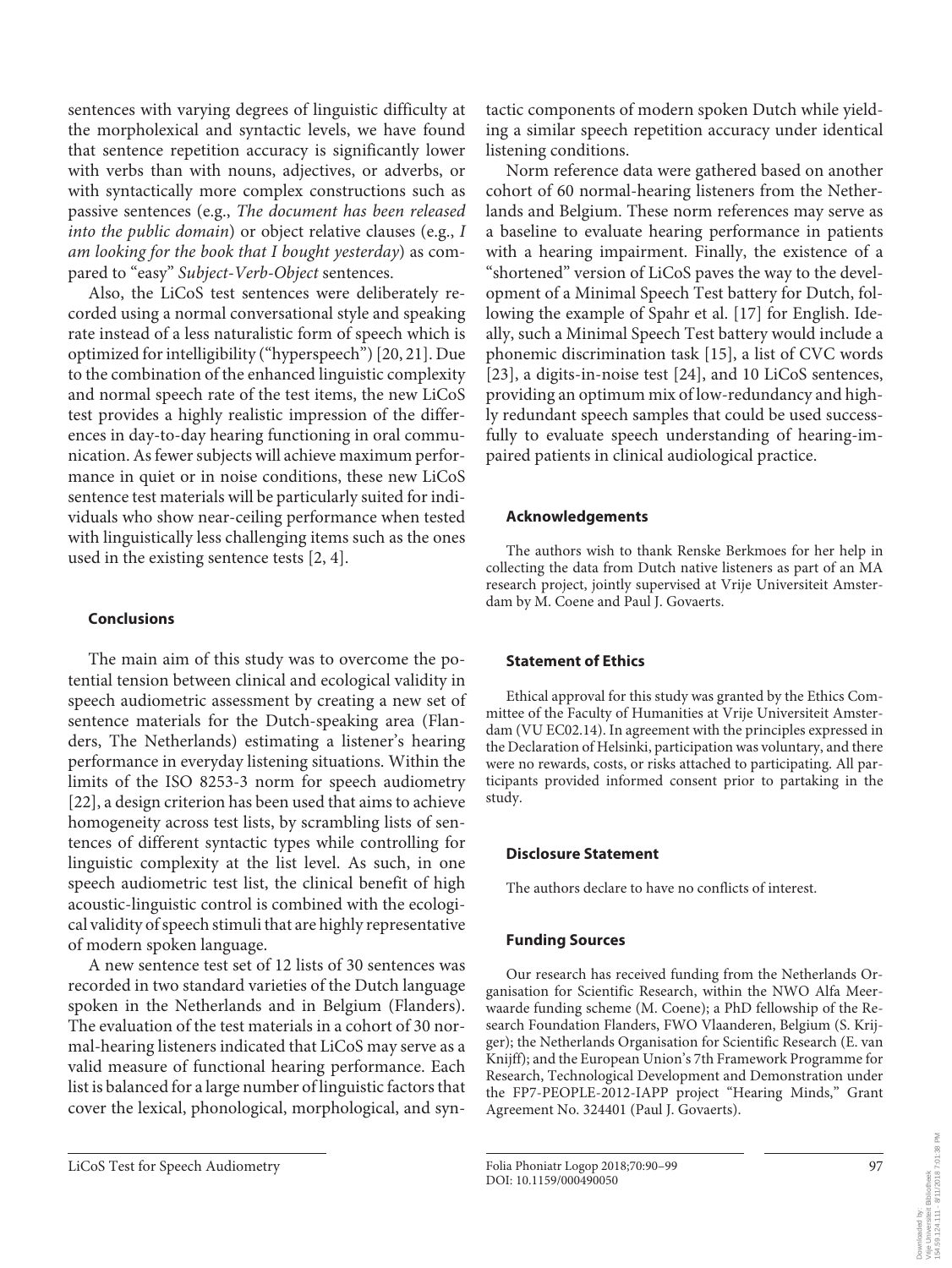sentences with varying degrees of linguistic difficulty at the morpholexical and syntactic levels, we have found that sentence repetition accuracy is significantly lower with verbs than with nouns, adjectives, or adverbs, or with syntactically more complex constructions such as passive sentences (e.g., *The document has been released into the public domain*) or object relative clauses (e.g., *I am looking for the book that I bought yesterday*) as compared to "easy" *Subject-Verb-Object* sentences.

Also, the LiCoS test sentences were deliberately recorded using a normal conversational style and speaking rate instead of a less naturalistic form of speech which is optimized for intelligibility ("hyperspeech") [20, 21]. Due to the combination of the enhanced linguistic complexity and normal speech rate of the test items, the new LiCoS test provides a highly realistic impression of the differences in day-to-day hearing functioning in oral communication. As fewer subjects will achieve maximum performance in quiet or in noise conditions, these new LiCoS sentence test materials will be particularly suited for individuals who show near-ceiling performance when tested with linguistically less challenging items such as the ones used in the existing sentence tests [2, 4].

## Conclusions

The main aim of this study was to overcome the potential tension between clinical and ecological validity in speech audiometric assessment by creating a new set of sentence materials for the Dutch-speaking area (Flanders, The Netherlands) estimating a listener's hearing performance in everyday listening situations. Within the limits of the ISO 8253-3 norm for speech audiometry [22], a design criterion has been used that aims to achieve homogeneity across test lists, by scrambling lists of sentences of different syntactic types while controlling for linguistic complexity at the list level. As such, in one speech audiometric test list, the clinical benefit of high acoustic-linguistic control is combined with the ecological validity of speech stimuli that are highly representative of modern spoken language.

A new sentence test set of 12 lists of 30 sentences was recorded in two standard varieties of the Dutch language spoken in the Netherlands and in Belgium (Flanders). The evaluation of the test materials in a cohort of 30 normal-hearing listeners indicated that LiCoS may serve as a valid measure of functional hearing performance. Each list is balanced for a large number of linguistic factors that cover the lexical, phonological, morphological, and syntactic components of modern spoken Dutch while yielding a similar speech repetition accuracy under identical listening conditions.

Norm reference data were gathered based on another cohort of 60 normal-hearing listeners from the Netherlands and Belgium. These norm references may serve as a baseline to evaluate hearing performance in patients with a hearing impairment. Finally, the existence of a "shortened" version of LiCoS paves the way to the development of a Minimal Speech Test battery for Dutch, following the example of Spahr et al. [17] for English. Ideally, such a Minimal Speech Test battery would include a phonemic discrimination task [15], a list of CVC words [23], a digits-in-noise test [24], and 10 LiCoS sentences, providing an optimum mix of low-redundancy and highly redundant speech samples that could be used successfully to evaluate speech understanding of hearing-impaired patients in clinical audiological practice.

## Acknowledgements

The authors wish to thank Renske Berkmoes for her help in collecting the data from Dutch native listeners as part of an MA research project, jointly supervised at Vrije Universiteit Amsterdam by M. Coene and Paul J. Govaerts.

## Statement of Ethics

Ethical approval for this study was granted by the Ethics Committee of the Faculty of Humanities at Vrije Universiteit Amsterdam (VU EC02.14). In agreement with the principles expressed in the Declaration of Helsinki, participation was voluntary, and there were no rewards, costs, or risks attached to participating. All participants provided informed consent prior to partaking in the study.

## Disclosure Statement

The authors declare to have no conflicts of interest.

## Funding Sources

Our research has received funding from the Netherlands Organisation for Scientific Research, within the NWO Alfa Meerwaarde funding scheme (M. Coene); a PhD fellowship of the Research Foundation Flanders, FWO Vlaanderen, Belgium (S. Krijger); the Netherlands Organisation for Scientific Research (E. van Knijff); and the European Union's 7th Framework Programme for Research, Technological Development and Demonstration under the FP7-PEOPLE-2012-IAPP project "Hearing Minds," Grant Agreement No. 324401 (Paul J. Govaerts).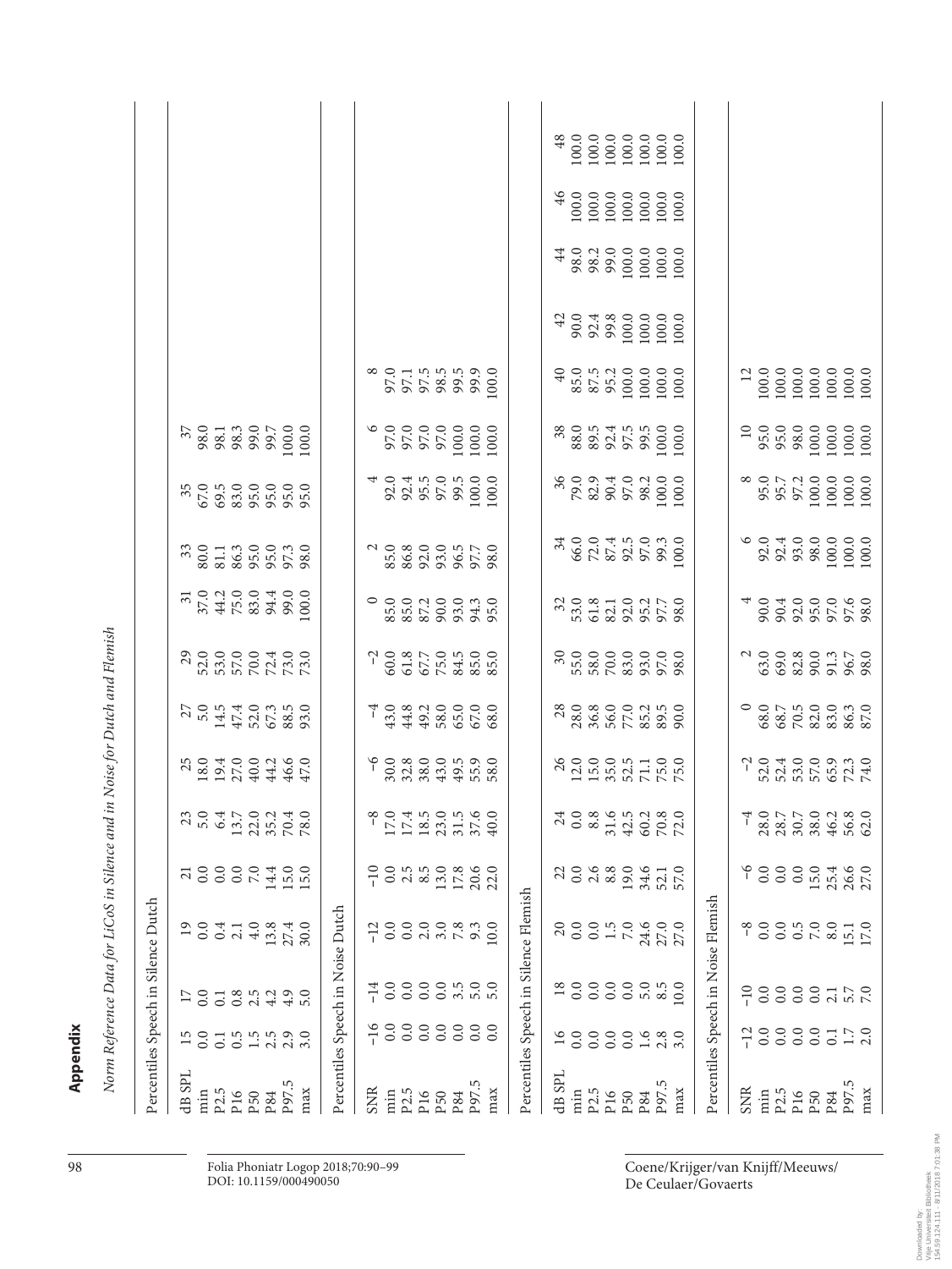## Appendix

*Norm Reference Data for LiCoS in Silence and in Noise for Dutch and Flemish*

Percentiles Speech in Silence Dutch

| dB SPL | 15 | 17 | 19 | 21 | 23 | 25 | 27 | 29 | 31 | 33 | 35 | 37 |
|---|---|---|---|---|---|---|---|---|---|---|---|---|
| min | 0.0 | 0.0 | 0.0 | 0.0 | 5.0 | 18.0 | 5.0 | 52.0 | 37.0 | 80.0 | 67.0 | 98.0 |
| P2.5 | 0.1 | 0.1 | 0.4 | 0.0 | 6.4 | 19.4 | 14.5 | 53.0 | 44.2 | 81.1 | 69.5 | 98.1 |
| P16 | 0.5 | 0.8 | 2.1 | 0.0 | 13.7 | 27.0 | 47.4 | 57.0 | 75.0 | 86.3 | 83.0 | 98.3 |
| P50 | 1.5 | 2.5 | 4.0 | 7.0 | 22.0 | 40.0 | 52.0 | 70.0 | 83.0 | 95.0 | 95.0 | 99.0 |
| P84 | 2.5 | 4.2 | 13.8 | 14.4 | 35.2 | 44.2 | 67.3 | 72.4 | 94.4 | 95.0 | 95.0 | 99.7 |
| P97.5 | 2.9 | 4.9 | 27.4 | 15.0 | 70.4 | 46.6 | 88.5 | 73.0 | 99.0 | 97.3 | 95.0 | 100.0 |
| max | 3.0 | 5.0 | 30.0 | 15.0 | 78.0 | 47.0 | 93.0 | 73.0 | 100.0 | 98.0 | 95.0 | 100.0 |

Percentiles Speech in Noise Dutch

| SNR | −16 | −14 | −12 | −10 | −8 | −6 | −4 | −2 | 0 | 2 | 4 | 6 | 8 |
|---|---|---|---|---|---|---|---|---|---|---|---|---|---|
| min | 0.0 | 0.0 | 0.0 | 0.0 | 17.0 | 30.0 | 43.0 | 60.0 | 85.0 | 85.0 | 92.0 | 97.0 | 97.0 |
| P2.5 | 0.0 | 0.0 | 0.0 | 2.5 | 17.4 | 32.8 | 44.8 | 61.8 | 85.0 | 86.8 | 92.4 | 97.0 | 97.1 |
| P16 | 0.0 | 0.0 | 2.0 | 8.5 | 18.5 | 38.0 | 49.2 | 67.7 | 87.2 | 92.0 | 95.5 | 97.0 | 97.5 |
| P50 | 0.0 | 0.0 | 3.0 | 13.0 | 23.0 | 43.0 | 58.0 | 75.0 | 90.0 | 93.0 | 97.0 | 97.0 | 98.5 |
| P84 | 0.0 | 3.5 | 7.8 | 17.8 | 31.5 | 49.5 | 65.0 | 84.5 | 93.0 | 96.5 | 99.5 | 100.0 | 99.5 |
| P97.5 | 0.0 | 5.0 | 9.3 | 20.6 | 37.6 | 55.9 | 67.0 | 85.0 | 94.3 | 97.7 | 100.0 | 100.0 | 99.9 |
| max | 0.0 | 5.0 | 10.0 | 22.0 | 40.0 | 58.0 | 68.0 | 85.0 | 95.0 | 98.0 | 100.0 | 100.0 | 100.0 |

Percentiles Speech in Silence Flemish

| dB SPL | 16 | 18 | 20 | 22 | 24 | 26 | 28 | 30 | 32 | 34 | 36 | 38 | 40 | 42 | 44 | 46 | 48 |
|---|---|---|---|---|---|---|---|---|---|---|---|---|---|---|---|---|---|
| min | 0.0 | 0.0 | 0.0 | 0.0 | 0.0 | 12.0 | 28.0 | 55.0 | 53.0 | 66.0 | 79.0 | 88.0 | 85.0 | 90.0 | 98.0 | 100.0 | 100.0 |
| P2.5 | 0.0 | 0.0 | 0.0 | 2.6 | 8.8 | 15.0 | 36.8 | 58.0 | 61.8 | 72.0 | 82.9 | 89.5 | 87.5 | 92.4 | 98.2 | 100.0 | 100.0 |
| P16 | 0.0 | 0.0 | 1.5 | 8.8 | 31.6 | 35.0 | 56.0 | 70.0 | 82.1 | 87.4 | 90.4 | 92.4 | 95.2 | 99.8 | 99.0 | 100.0 | 100.0 |
| P50 | 0.0 | 0.0 | 7.0 | 19.0 | 42.5 | 52.5 | 77.0 | 83.0 | 92.0 | 92.5 | 97.0 | 97.5 | 100.0 | 100.0 | 100.0 | 100.0 | 100.0 |
| P84 | 1.6 | 5.0 | 24.6 | 34.6 | 60.2 | 71.1 | 85.2 | 93.0 | 95.2 | 97.0 | 98.2 | 99.5 | 100.0 | 100.0 | 100.0 | 100.0 | 100.0 |
| P97.5 | 2.8 | 8.5 | 27.0 | 52.1 | 70.8 | 75.0 | 89.5 | 97.0 | 97.7 | 99.3 | 100.0 | 100.0 | 100.0 | 100.0 | 100.0 | 100.0 | 100.0 |
| max | 3.0 | 10.0 | 27.0 | 57.0 | 72.0 | 75.0 | 90.0 | 98.0 | 98.0 | 100.0 | 100.0 | 100.0 | 100.0 | 100.0 | 100.0 | 100.0 | 100.0 |

Percentiles Speech in Noise Flemish

| SNR | −12 | −10 | −8 | −6 | −4 | −2 | 0 | 2 | 4 | 6 | 8 | 10 | 12 |
|---|---|---|---|---|---|---|---|---|---|---|---|---|---|
| min | 0.0 | 0.0 | 0.0 | 0.0 | 28.0 | 52.0 | 68.0 | 63.0 | 90.0 | 92.0 | 95.0 | 95.0 | 100.0 |
| P2.5 | 0.0 | 0.0 | 0.0 | 0.0 | 28.7 | 52.4 | 68.7 | 69.0 | 90.4 | 92.4 | 95.7 | 95.0 | 100.0 |
| P16 | 0.0 | 0.0 | 0.5 | 0.0 | 30.7 | 53.0 | 70.5 | 82.8 | 92.0 | 93.0 | 97.2 | 98.0 | 100.0 |
| P50 | 0.0 | 0.0 | 7.0 | 15.0 | 38.0 | 57.0 | 82.0 | 90.0 | 95.0 | 98.0 | 100.0 | 100.0 | 100.0 |
| P84 | 0.1 | 2.1 | 8.0 | 25.4 | 46.2 | 65.9 | 83.0 | 91.3 | 97.0 | 100.0 | 100.0 | 100.0 | 100.0 |
| P97.5 | 1.7 | 5.7 | 15.1 | 26.6 | 56.8 | 72.3 | 86.3 | 96.7 | 97.6 | 100.0 | 100.0 | 100.0 | 100.0 |
| max | 2.0 | 7.0 | 17.0 | 27.0 | 62.0 | 74.0 | 87.0 | 98.0 | 98.0 | 100.0 | 100.0 | 100.0 | 100.0 |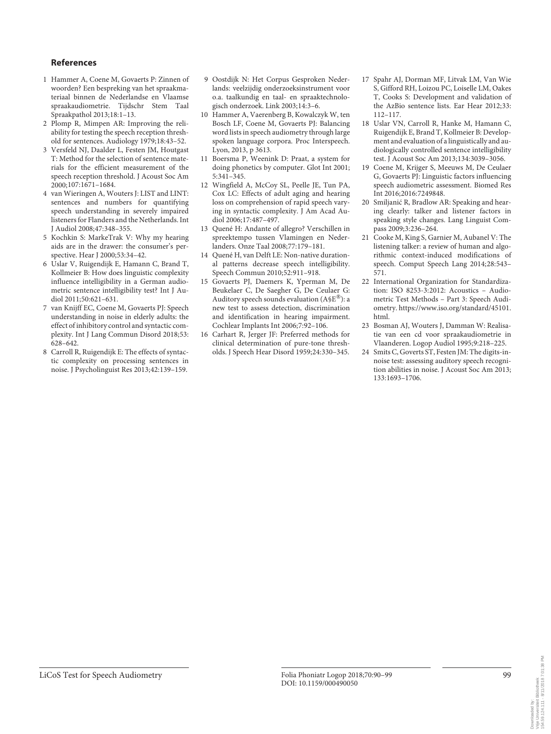## References

1. Hammer A, Coene M, Govaerts P: Zinnen of woorden? Een bespreking van het spraakmateriaal binnen de Nederlandse en Vlaamse spraakaudiometrie. Tijdschr Stem Taal Spraakpathol 2013;18:1–13.
2. Plomp R, Mimpen AR: Improving the reliability for testing the speech reception threshold for sentences. Audiology 1979;18:43–52.
3. Versfeld NJ, Daalder L, Festen JM, Houtgast T: Method for the selection of sentence materials for the efficient measurement of the speech reception threshold. J Acoust Soc Am 2000;107:1671–1684.
4. van Wieringen A, Wouters J: LIST and LINT: sentences and numbers for quantifying speech understanding in severely impaired listeners for Flanders and the Netherlands. Int J Audiol 2008;47:348–355.
5. Kochkin S: MarkeTrak V: Why my hearing aids are in the drawer: the consumer's perspective. Hear J 2000;53:34–42.
6. Uslar V, Ruigendijk E, Hamann C, Brand T, Kollmeier B: How does linguistic complexity influence intelligibility in a German audiometric sentence intelligibility test? Int J Audiol 2011;50:621–631.
7. van Knijff EC, Coene M, Govaerts PJ: Speech understanding in noise in elderly adults: the effect of inhibitory control and syntactic complexity. Int J Lang Commun Disord 2018;53: 628–642.
8. Carroll R, Ruigendijk E: The effects of syntactic complexity on processing sentences in noise. J Psycholinguist Res 2013;42:139–159.
9. Oostdijk N: Het Corpus Gesproken Nederlands: veelzijdig onderzoeksinstrument voor o.a. taalkundig en taal- en spraaktechnologisch onderzoek. Link 2003;14:3–6.
10. Hammer A, Vaerenberg B, Kowalczyk W, ten Bosch LF, Coene M, Govaerts PJ: Balancing word lists in speech audiometry through large spoken language corpora. Proc Interspeech. Lyon, 2013, p 3613.
11. Boersma P, Weenink D: Praat, a system for doing phonetics by computer. Glot Int 2001; 5:341–345.
12. Wingfield A, McCoy SL, Peelle JE, Tun PA, Cox LC: Effects of adult aging and hearing loss on comprehension of rapid speech varying in syntactic complexity. J Am Acad Audiol 2006;17:487–497.
13. Quené H: Andante of allegro? Verschillen in spreektempo tussen Vlamingen en Nederlanders. Onze Taal 2008;77:179–181.
14. Quené H, van Delft LE: Non-native durational patterns decrease speech intelligibility. Speech Commun 2010;52:911–918.
15. Govaerts PJ, Daemers K, Yperman M, De Beukelaer C, De Saegher G, De Ceulaer G: Auditory speech sounds evaluation (A§E®): a new test to assess detection, discrimination and identification in hearing impairment. Cochlear Implants Int 2006;7:92–106.
16. Carhart R, Jerger JF: Preferred methods for clinical determination of pure-tone thresholds. J Speech Hear Disord 1959;24:330–345.
17. Spahr AJ, Dorman MF, Litvak LM, Van Wie S, Gifford RH, Loizou PC, Loiselle LM, Oakes T, Cooks S: Development and validation of the AzBio sentence lists. Ear Hear 2012;33: 112–117.
18. Uslar VN, Carroll R, Hanke M, Hamann C, Ruigendijk E, Brand T, Kollmeier B: Development and evaluation of a linguistically and audiologically controlled sentence intelligibility test. J Acoust Soc Am 2013;134:3039–3056.
19. Coene M, Krijger S, Meeuws M, De Ceulaer G, Govaerts PJ: Linguistic factors influencing speech audiometric assessment. Biomed Res Int 2016;2016:7249848.
20. Smiljanić R, Bradlow AR: Speaking and hearing clearly: talker and listener factors in speaking style changes. Lang Linguist Compass 2009;3:236–264.
21. Cooke M, King S, Garnier M, Aubanel V: The listening talker: a review of human and algorithmic context-induced modifications of speech. Comput Speech Lang 2014;28:543–571.
22. International Organization for Standardization: ISO 8253-3:2012: Acoustics – Audiometric Test Methods – Part 3: Speech Audiometry. https://www.iso.org/standard/45101.html.
23. Bosman AJ, Wouters J, Damman W: Realisatie van een cd voor spraakaudiometrie in Vlaanderen. Logop Audiol 1995;9:218–225.
24. Smits C, Goverts ST, Festen JM: The digits-in-noise test: assessing auditory speech recognition abilities in noise. J Acoust Soc Am 2013; 133:1693–1706.